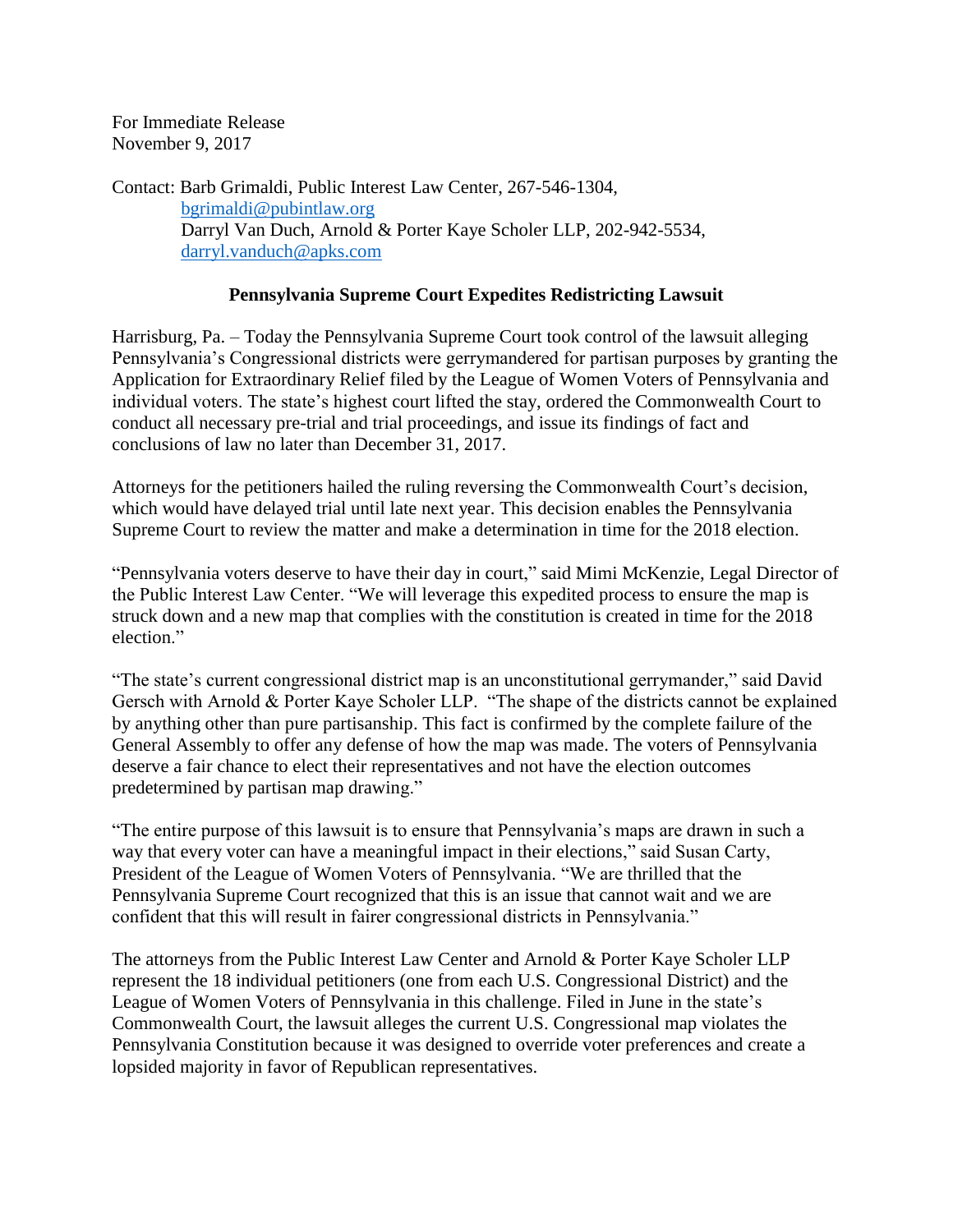For Immediate Release
November 9, 2017

Contact: Barb Grimaldi, Public Interest Law Center, 267-546-1304, bgrimaldi@pubintlaw.org
Darryl Van Duch, Arnold & Porter Kaye Scholer LLP, 202-942-5534, darryl.vanduch@apks.com

**Pennsylvania Supreme Court Expedites Redistricting Lawsuit**

Harrisburg, Pa. – Today the Pennsylvania Supreme Court took control of the lawsuit alleging Pennsylvania's Congressional districts were gerrymandered for partisan purposes by granting the Application for Extraordinary Relief filed by the League of Women Voters of Pennsylvania and individual voters. The state's highest court lifted the stay, ordered the Commonwealth Court to conduct all necessary pre-trial and trial proceedings, and issue its findings of fact and conclusions of law no later than December 31, 2017.

Attorneys for the petitioners hailed the ruling reversing the Commonwealth Court's decision, which would have delayed trial until late next year. This decision enables the Pennsylvania Supreme Court to review the matter and make a determination in time for the 2018 election.

"Pennsylvania voters deserve to have their day in court," said Mimi McKenzie, Legal Director of the Public Interest Law Center. "We will leverage this expedited process to ensure the map is struck down and a new map that complies with the constitution is created in time for the 2018 election."

"The state's current congressional district map is an unconstitutional gerrymander," said David Gersch with Arnold & Porter Kaye Scholer LLP. "The shape of the districts cannot be explained by anything other than pure partisanship. This fact is confirmed by the complete failure of the General Assembly to offer any defense of how the map was made. The voters of Pennsylvania deserve a fair chance to elect their representatives and not have the election outcomes predetermined by partisan map drawing."

"The entire purpose of this lawsuit is to ensure that Pennsylvania's maps are drawn in such a way that every voter can have a meaningful impact in their elections," said Susan Carty, President of the League of Women Voters of Pennsylvania. "We are thrilled that the Pennsylvania Supreme Court recognized that this is an issue that cannot wait and we are confident that this will result in fairer congressional districts in Pennsylvania."

The attorneys from the Public Interest Law Center and Arnold & Porter Kaye Scholer LLP represent the 18 individual petitioners (one from each U.S. Congressional District) and the League of Women Voters of Pennsylvania in this challenge. Filed in June in the state's Commonwealth Court, the lawsuit alleges the current U.S. Congressional map violates the Pennsylvania Constitution because it was designed to override voter preferences and create a lopsided majority in favor of Republican representatives.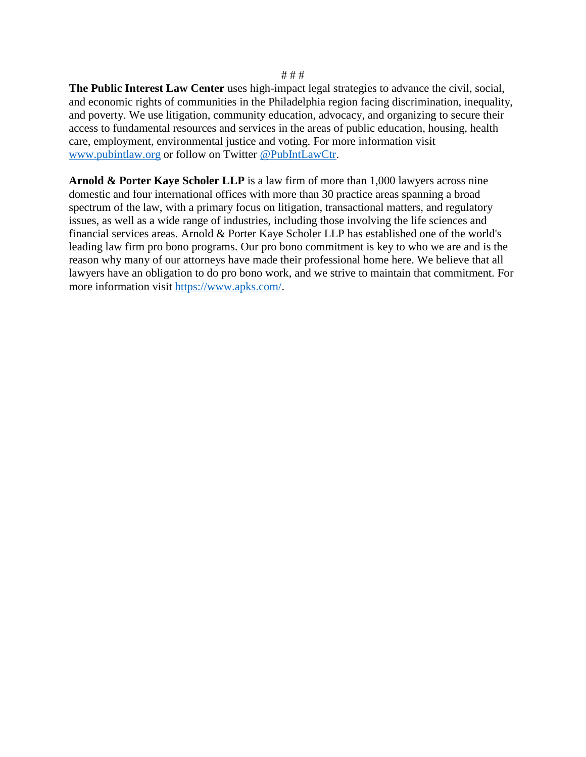# # #

**The Public Interest Law Center** uses high-impact legal strategies to advance the civil, social, and economic rights of communities in the Philadelphia region facing discrimination, inequality, and poverty. We use litigation, community education, advocacy, and organizing to secure their access to fundamental resources and services in the areas of public education, housing, health care, employment, environmental justice and voting. For more information visit [www.pubintlaw.org](http://www.pubintlaw.org) or follow on Twitter [@PubIntLawCtr](https://twitter.com/PubIntLawCtr).

**Arnold & Porter Kaye Scholer LLP** is a law firm of more than 1,000 lawyers across nine domestic and four international offices with more than 30 practice areas spanning a broad spectrum of the law, with a primary focus on litigation, transactional matters, and regulatory issues, as well as a wide range of industries, including those involving the life sciences and financial services areas. Arnold & Porter Kaye Scholer LLP has established one of the world's leading law firm pro bono programs. Our pro bono commitment is key to who we are and is the reason why many of our attorneys have made their professional home here. We believe that all lawyers have an obligation to do pro bono work, and we strive to maintain that commitment. For more information visit [https://www.apks.com/](https://www.apks.com/).